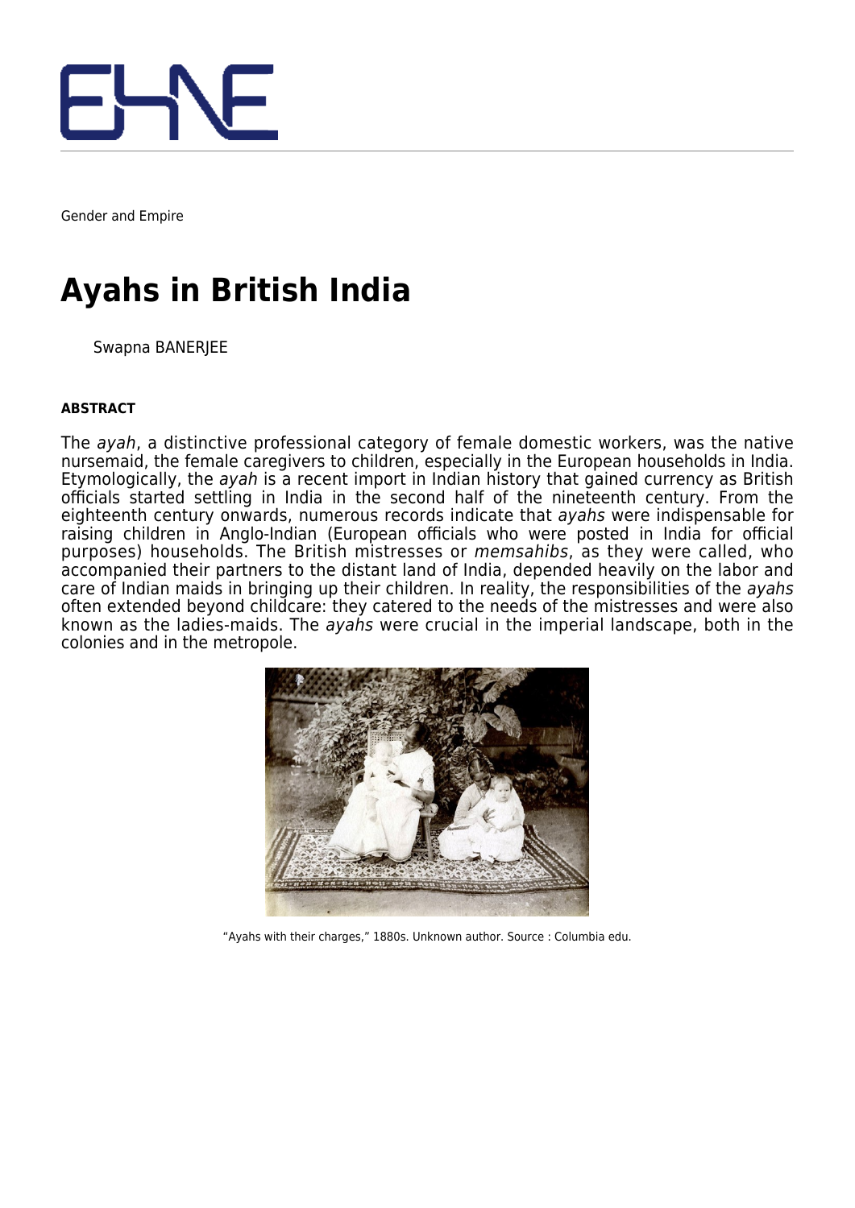Gender and Empire

# Ayahs in British India

Swapna BANERJEE

**ABSTRACT**

The *ayah*, a distinctive professional category of female domestic workers, was the native nursemaid, the female caregivers to children, especially in the European households in India. Etymologically, the *ayah* is a recent import in Indian history that gained currency as British officials started settling in India in the second half of the nineteenth century. From the eighteenth century onwards, numerous records indicate that *ayahs* were indispensable for raising children in Anglo-Indian (European officials who were posted in India for official purposes) households. The British mistresses or *memsahibs*, as they were called, who accompanied their partners to the distant land of India, depended heavily on the labor and care of Indian maids in bringing up their children. In reality, the responsibilities of the *ayahs* often extended beyond childcare: they catered to the needs of the mistresses and were also known as the ladies-maids. The *ayahs* were crucial in the imperial landscape, both in the colonies and in the metropole.

"Ayahs with their charges," 1880s. Unknown author. Source : Columbia edu.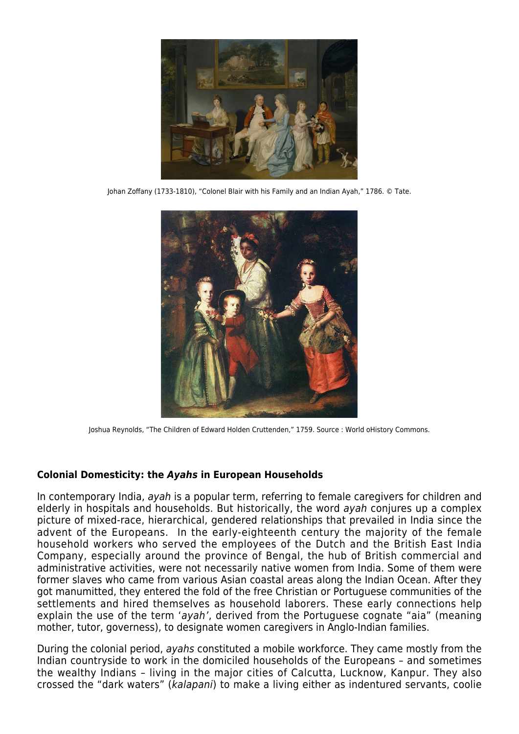Johan Zoffany (1733-1810), "Colonel Blair with his Family and an Indian Ayah," 1786. © Tate.

Joshua Reynolds, "The Children of Edward Holden Cruttenden," 1759. Source : World oHistory Commons.

### Colonial Domesticity: the *Ayahs* in European Households

In contemporary India, *ayah* is a popular term, referring to female caregivers for children and elderly in hospitals and households. But historically, the word *ayah* conjures up a complex picture of mixed-race, hierarchical, gendered relationships that prevailed in India since the advent of the Europeans. In the early-eighteenth century the majority of the female household workers who served the employees of the Dutch and the British East India Company, especially around the province of Bengal, the hub of British commercial and administrative activities, were not necessarily native women from India. Some of them were former slaves who came from various Asian coastal areas along the Indian Ocean. After they got manumitted, they entered the fold of the free Christian or Portuguese communities of the settlements and hired themselves as household laborers. These early connections help explain the use of the term '*ayah*', derived from the Portuguese cognate "aia" (meaning mother, tutor, governess), to designate women caregivers in Anglo-Indian families.

During the colonial period, *ayahs* constituted a mobile workforce. They came mostly from the Indian countryside to work in the domiciled households of the Europeans – and sometimes the wealthy Indians – living in the major cities of Calcutta, Lucknow, Kanpur. They also crossed the "dark waters" (*kalapani*) to make a living either as indentured servants, coolie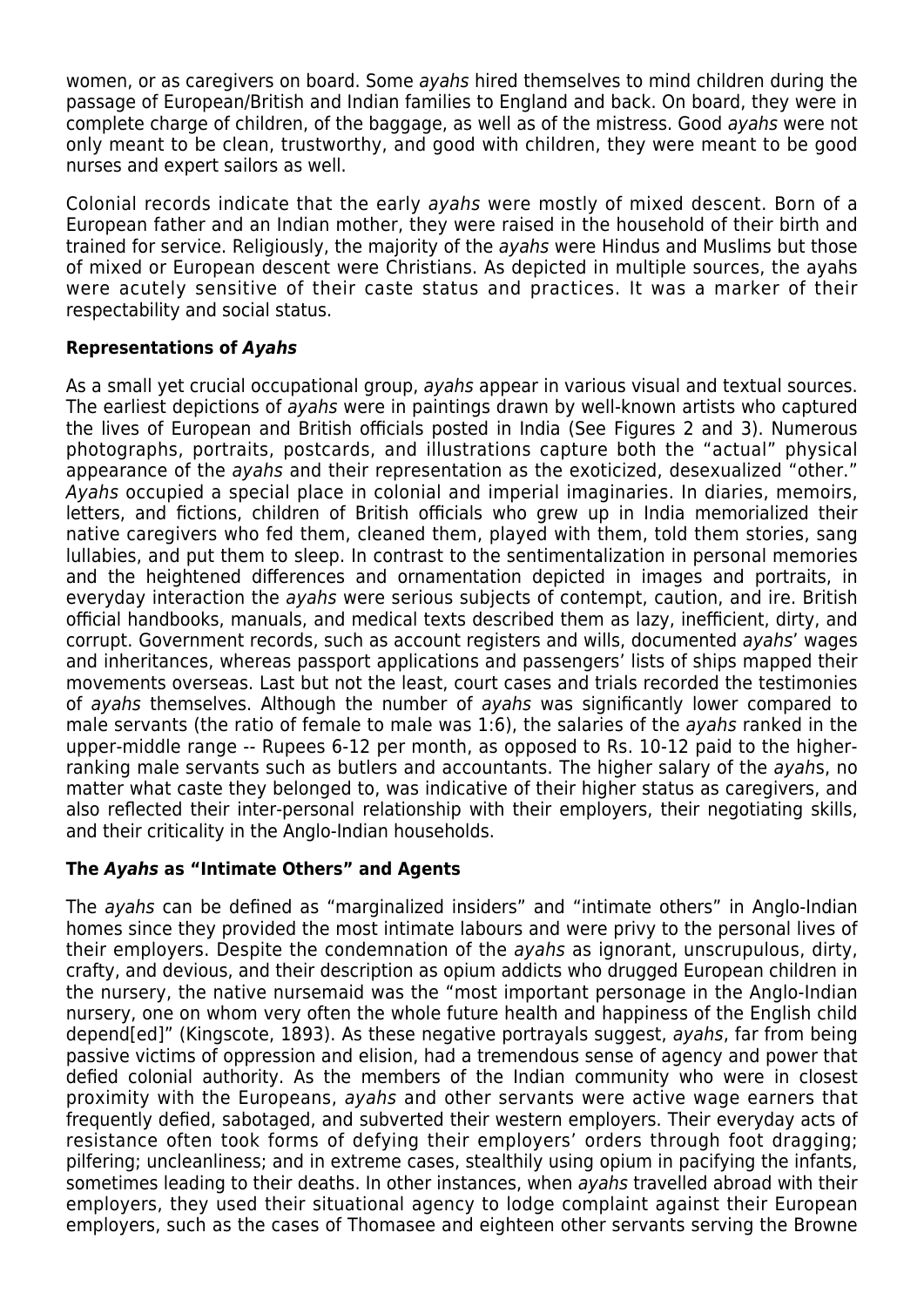women, or as caregivers on board. Some *ayahs* hired themselves to mind children during the passage of European/British and Indian families to England and back. On board, they were in complete charge of children, of the baggage, as well as of the mistress. Good *ayahs* were not only meant to be clean, trustworthy, and good with children, they were meant to be good nurses and expert sailors as well.

Colonial records indicate that the early *ayahs* were mostly of mixed descent. Born of a European father and an Indian mother, they were raised in the household of their birth and trained for service. Religiously, the majority of the *ayahs* were Hindus and Muslims but those of mixed or European descent were Christians. As depicted in multiple sources, the ayahs were acutely sensitive of their caste status and practices. It was a marker of their respectability and social status.

### Representations of *Ayahs*

As a small yet crucial occupational group, *ayahs* appear in various visual and textual sources. The earliest depictions of *ayahs* were in paintings drawn by well-known artists who captured the lives of European and British officials posted in India (See Figures 2 and 3). Numerous photographs, portraits, postcards, and illustrations capture both the "actual" physical appearance of the *ayahs* and their representation as the exoticized, desexualized "other." *Ayahs* occupied a special place in colonial and imperial imaginaries. In diaries, memoirs, letters, and fictions, children of British officials who grew up in India memorialized their native caregivers who fed them, cleaned them, played with them, told them stories, sang lullabies, and put them to sleep. In contrast to the sentimentalization in personal memories and the heightened differences and ornamentation depicted in images and portraits, in everyday interaction the *ayahs* were serious subjects of contempt, caution, and ire. British official handbooks, manuals, and medical texts described them as lazy, inefficient, dirty, and corrupt. Government records, such as account registers and wills, documented *ayahs*' wages and inheritances, whereas passport applications and passengers' lists of ships mapped their movements overseas. Last but not the least, court cases and trials recorded the testimonies of *ayahs* themselves. Although the number of *ayahs* was significantly lower compared to male servants (the ratio of female to male was 1:6), the salaries of the *ayahs* ranked in the upper-middle range -- Rupees 6-12 per month, as opposed to Rs. 10-12 paid to the higher-ranking male servants such as butlers and accountants. The higher salary of the *ayah*s, no matter what caste they belonged to, was indicative of their higher status as caregivers, and also reflected their inter-personal relationship with their employers, their negotiating skills, and their criticality in the Anglo-Indian households.

### The *Ayahs* as "Intimate Others" and Agents

The *ayahs* can be defined as "marginalized insiders" and "intimate others" in Anglo-Indian homes since they provided the most intimate labours and were privy to the personal lives of their employers. Despite the condemnation of the *ayahs* as ignorant, unscrupulous, dirty, crafty, and devious, and their description as opium addicts who drugged European children in the nursery, the native nursemaid was the "most important personage in the Anglo-Indian nursery, one on whom very often the whole future health and happiness of the English child depend[ed]" (Kingscote, 1893). As these negative portrayals suggest, *ayahs*, far from being passive victims of oppression and elision, had a tremendous sense of agency and power that defied colonial authority. As the members of the Indian community who were in closest proximity with the Europeans, *ayahs* and other servants were active wage earners that frequently defied, sabotaged, and subverted their western employers. Their everyday acts of resistance often took forms of defying their employers' orders through foot dragging; pilfering; uncleanliness; and in extreme cases, stealthily using opium in pacifying the infants, sometimes leading to their deaths. In other instances, when *ayahs* travelled abroad with their employers, they used their situational agency to lodge complaint against their European employers, such as the cases of Thomasee and eighteen other servants serving the Browne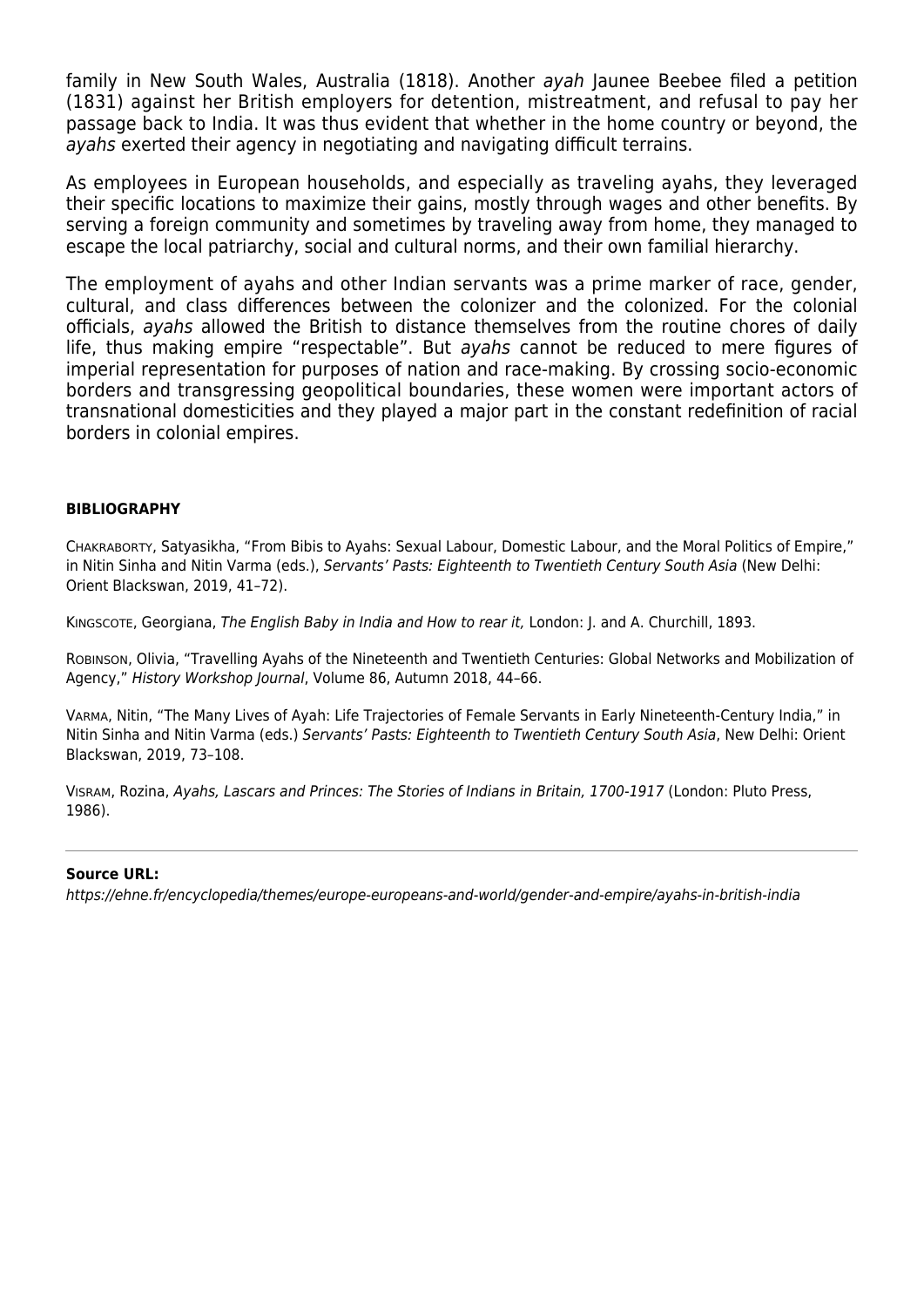family in New South Wales, Australia (1818). Another *ayah* Jaunee Beebee filed a petition (1831) against her British employers for detention, mistreatment, and refusal to pay her passage back to India. It was thus evident that whether in the home country or beyond, the *ayahs* exerted their agency in negotiating and navigating difficult terrains.

As employees in European households, and especially as traveling ayahs, they leveraged their specific locations to maximize their gains, mostly through wages and other benefits. By serving a foreign community and sometimes by traveling away from home, they managed to escape the local patriarchy, social and cultural norms, and their own familial hierarchy.

The employment of ayahs and other Indian servants was a prime marker of race, gender, cultural, and class differences between the colonizer and the colonized. For the colonial officials, *ayahs* allowed the British to distance themselves from the routine chores of daily life, thus making empire "respectable". But *ayahs* cannot be reduced to mere figures of imperial representation for purposes of nation and race-making. By crossing socio-economic borders and transgressing geopolitical boundaries, these women were important actors of transnational domesticities and they played a major part in the constant redefinition of racial borders in colonial empires.

**BIBLIOGRAPHY**

Chakraborty, Satyasikha, "From Bibis to Ayahs: Sexual Labour, Domestic Labour, and the Moral Politics of Empire," in Nitin Sinha and Nitin Varma (eds.), *Servants' Pasts: Eighteenth to Twentieth Century South Asia* (New Delhi: Orient Blackswan, 2019, 41–72).

Kingscote, Georgiana, *The English Baby in India and How to rear it,* London: J. and A. Churchill, 1893.

Robinson, Olivia, "Travelling Ayahs of the Nineteenth and Twentieth Centuries: Global Networks and Mobilization of Agency," *History Workshop Journal*, Volume 86, Autumn 2018, 44–66.

Varma, Nitin, "The Many Lives of Ayah: Life Trajectories of Female Servants in Early Nineteenth-Century India," in Nitin Sinha and Nitin Varma (eds.) *Servants' Pasts: Eighteenth to Twentieth Century South Asia*, New Delhi: Orient Blackswan, 2019, 73–108.

Visram, Rozina, *Ayahs, Lascars and Princes: The Stories of Indians in Britain, 1700-1917* (London: Pluto Press, 1986).

---

**Source URL:**
*https://ehne.fr/encyclopedia/themes/europe-europeans-and-world/gender-and-empire/ayahs-in-british-india*